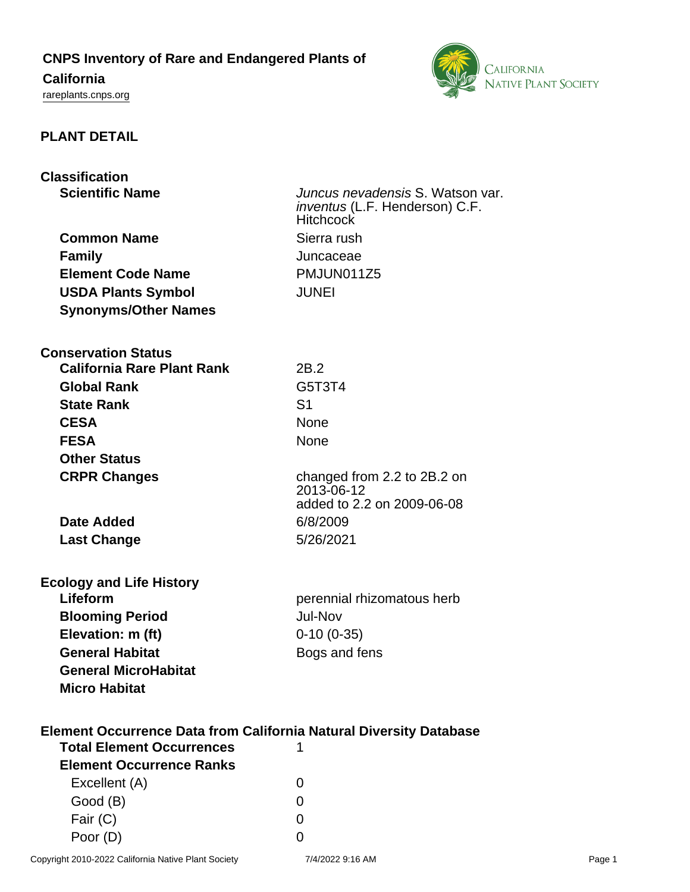# CNPS Inventory of Rare and Endangered Plants of California

rareplants.cnps.org

## PLANT DETAIL

### Classification

| | |
|---|---|
| **Scientific Name** | *Juncus nevadensis* S. Watson var. *inventus* (L.F. Henderson) C.F. Hitchcock |
| **Common Name** | Sierra rush |
| **Family** | Juncaceae |
| **Element Code Name** | PMJUN011Z5 |
| **USDA Plants Symbol** | JUNEI |
| **Synonyms/Other Names** | |

### Conservation Status

| | |
|---|---|
| **California Rare Plant Rank** | 2B.2 |
| **Global Rank** | G5T3T4 |
| **State Rank** | S1 |
| **CESA** | None |
| **FESA** | None |
| **Other Status** | |
| **CRPR Changes** | changed from 2.2 to 2B.2 on 2013-06-12<br>added to 2.2 on 2009-06-08 |
| **Date Added** | 6/8/2009 |
| **Last Change** | 5/26/2021 |

### Ecology and Life History

| | |
|---|---|
| **Lifeform** | perennial rhizomatous herb |
| **Blooming Period** | Jul-Nov |
| **Elevation: m (ft)** | 0-10 (0-35) |
| **General Habitat** | Bogs and fens |
| **General MicroHabitat** | |
| **Micro Habitat** | |

### Element Occurrence Data from California Natural Diversity Database

| | |
|---|---|
| **Total Element Occurrences** | 1 |
| **Element Occurrence Ranks** | |
| Excellent (A) | 0 |
| Good (B) | 0 |
| Fair (C) | 0 |
| Poor (D) | 0 |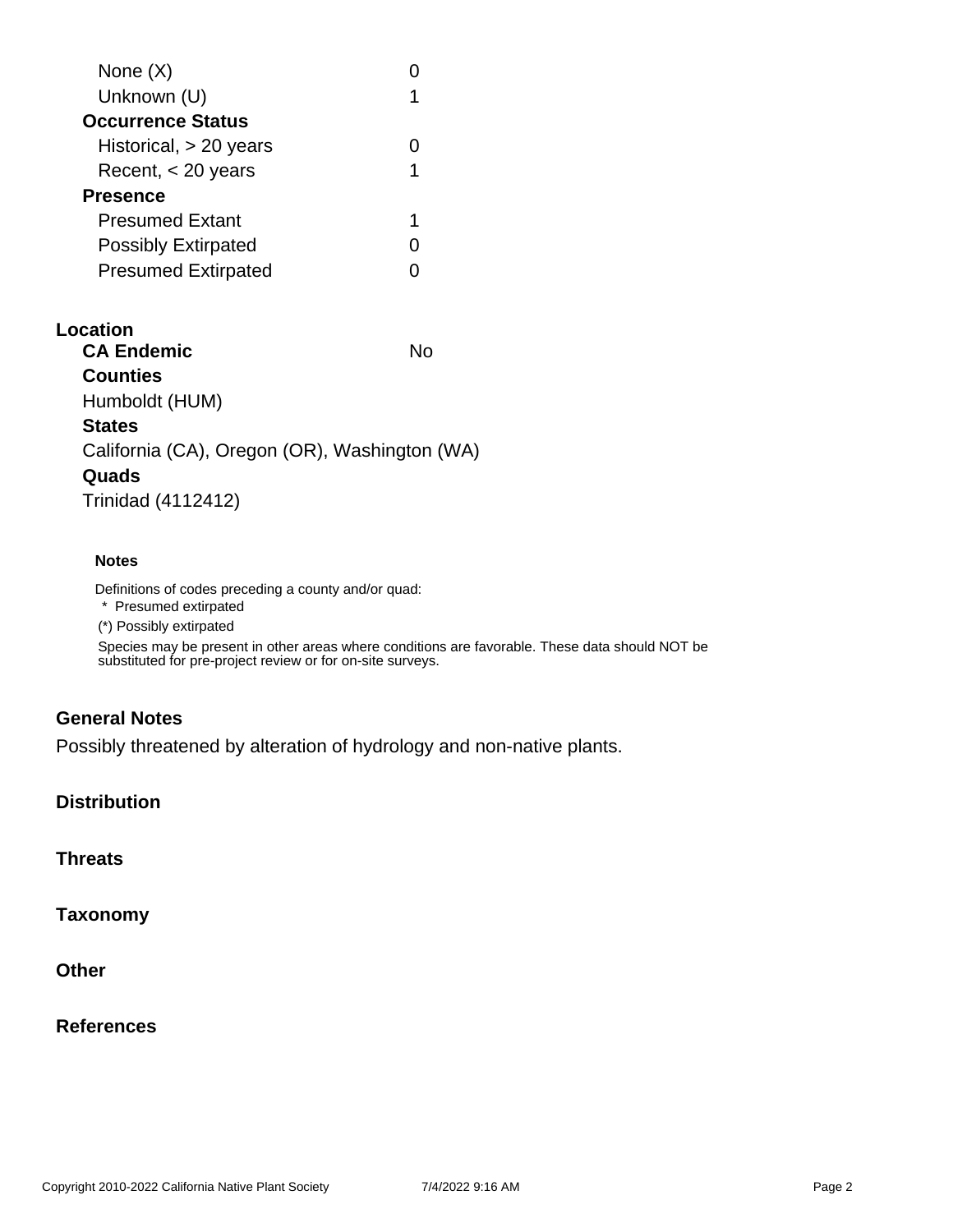None (X) 0

Unknown (U) 1

**Occurrence Status**

Historical, > 20 years 0

Recent, < 20 years 1

**Presence**

Presumed Extant 1

Possibly Extirpated 0

Presumed Extirpated 0

## Location

**CA Endemic** No

**Counties**

Humboldt (HUM)

**States**

California (CA), Oregon (OR), Washington (WA)

**Quads**

Trinidad (4112412)

**Notes**

Definitions of codes preceding a county and/or quad:

\* Presumed extirpated

(*) Possibly extirpated

Species may be present in other areas where conditions are favorable. These data should NOT be substituted for pre-project review or for on-site surveys.

## General Notes

Possibly threatened by alteration of hydrology and non-native plants.

## Distribution

## Threats

## Taxonomy

## Other

## References